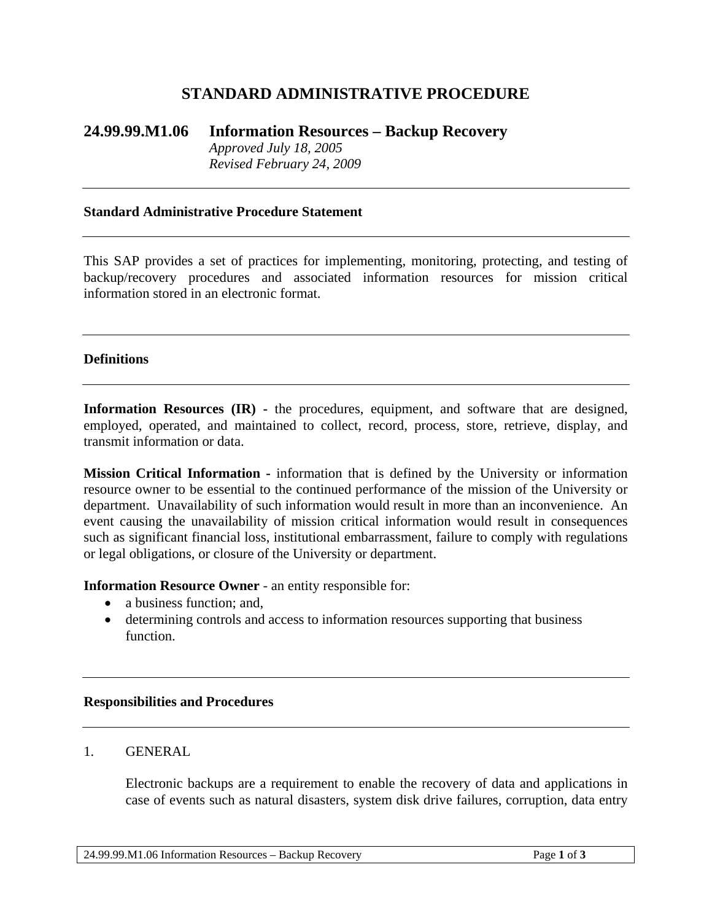# STANDARD ADMINISTRATIVE PROCEDURE

## 24.99.99.M1.06 Information Resources – Backup Recovery

*Approved July 18, 2005*
*Revised February 24, 2009*

---

### Standard Administrative Procedure Statement

---

This SAP provides a set of practices for implementing, monitoring, protecting, and testing of backup/recovery procedures and associated information resources for mission critical information stored in an electronic format.

---

### Definitions

---

**Information Resources (IR) -** the procedures, equipment, and software that are designed, employed, operated, and maintained to collect, record, process, store, retrieve, display, and transmit information or data.

**Mission Critical Information -** information that is defined by the University or information resource owner to be essential to the continued performance of the mission of the University or department. Unavailability of such information would result in more than an inconvenience. An event causing the unavailability of mission critical information would result in consequences such as significant financial loss, institutional embarrassment, failure to comply with regulations or legal obligations, or closure of the University or department.

**Information Resource Owner** - an entity responsible for:

- a business function; and,
- determining controls and access to information resources supporting that business function.

---

### Responsibilities and Procedures

---

1. GENERAL

   Electronic backups are a requirement to enable the recovery of data and applications in case of events such as natural disasters, system disk drive failures, corruption, data entry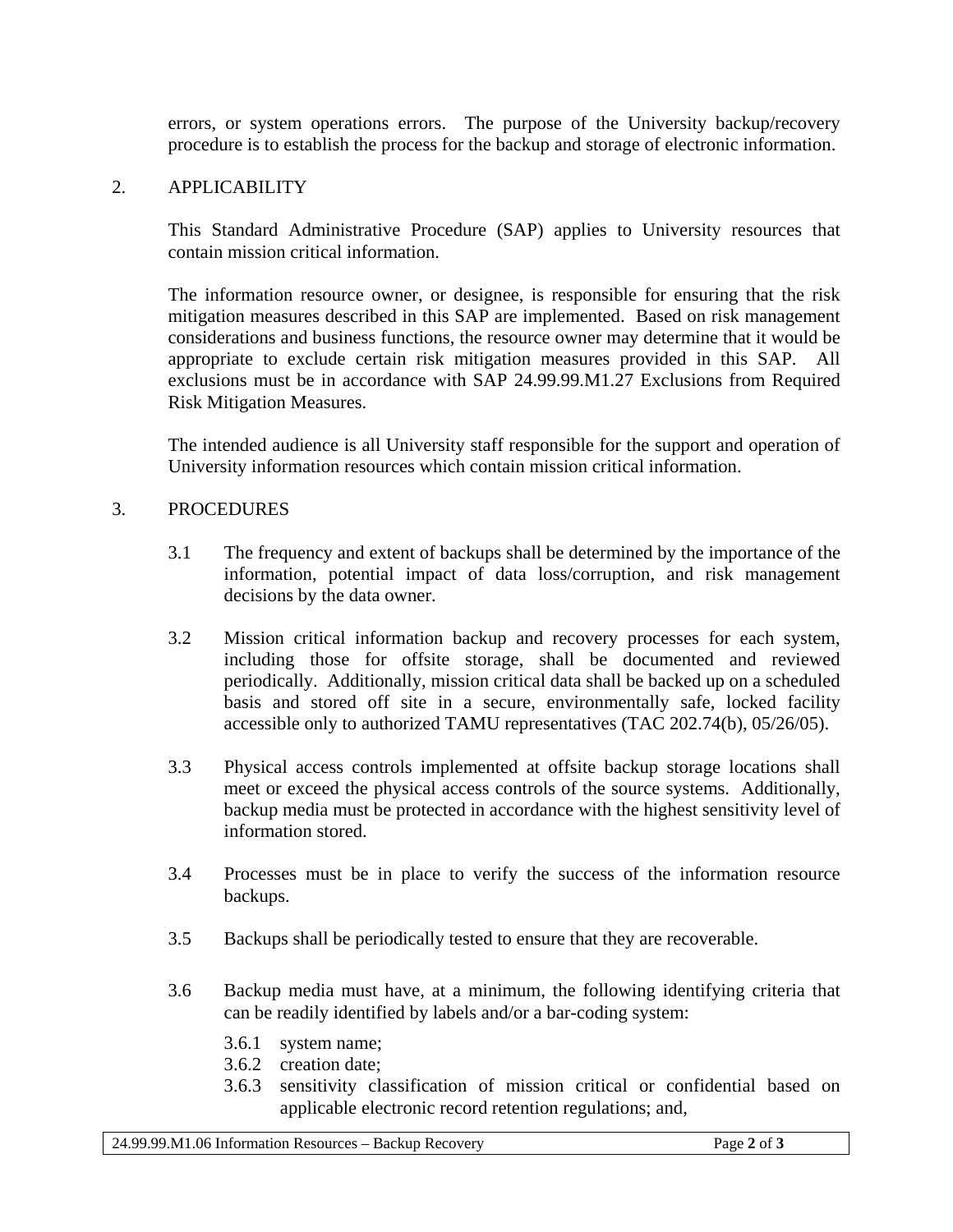errors, or system operations errors. The purpose of the University backup/recovery procedure is to establish the process for the backup and storage of electronic information.

## 2. APPLICABILITY

This Standard Administrative Procedure (SAP) applies to University resources that contain mission critical information.

The information resource owner, or designee, is responsible for ensuring that the risk mitigation measures described in this SAP are implemented. Based on risk management considerations and business functions, the resource owner may determine that it would be appropriate to exclude certain risk mitigation measures provided in this SAP. All exclusions must be in accordance with SAP 24.99.99.M1.27 Exclusions from Required Risk Mitigation Measures.

The intended audience is all University staff responsible for the support and operation of University information resources which contain mission critical information.

## 3. PROCEDURES

3.1 The frequency and extent of backups shall be determined by the importance of the information, potential impact of data loss/corruption, and risk management decisions by the data owner.

3.2 Mission critical information backup and recovery processes for each system, including those for offsite storage, shall be documented and reviewed periodically. Additionally, mission critical data shall be backed up on a scheduled basis and stored off site in a secure, environmentally safe, locked facility accessible only to authorized TAMU representatives (TAC 202.74(b), 05/26/05).

3.3 Physical access controls implemented at offsite backup storage locations shall meet or exceed the physical access controls of the source systems. Additionally, backup media must be protected in accordance with the highest sensitivity level of information stored.

3.4 Processes must be in place to verify the success of the information resource backups.

3.5 Backups shall be periodically tested to ensure that they are recoverable.

3.6 Backup media must have, at a minimum, the following identifying criteria that can be readily identified by labels and/or a bar-coding system:

- 3.6.1 system name;
- 3.6.2 creation date;
- 3.6.3 sensitivity classification of mission critical or confidential based on applicable electronic record retention regulations; and,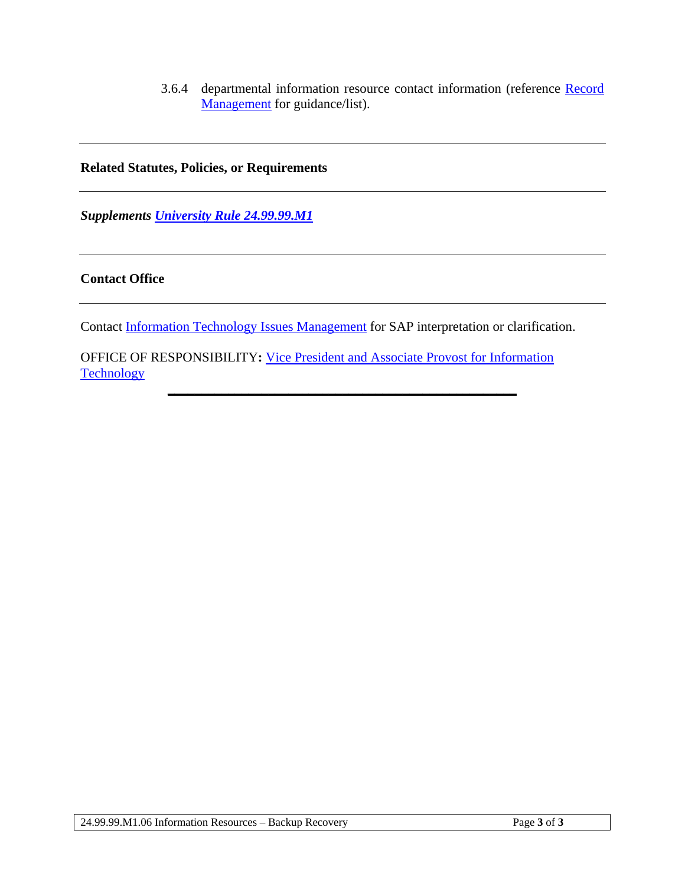3.6.4 departmental information resource contact information (reference Record Management for guidance/list).

---

**Related Statutes, Policies, or Requirements**

---

***Supplements University Rule 24.99.99.M1***

---

**Contact Office**

---

Contact Information Technology Issues Management for SAP interpretation or clarification.

OFFICE OF RESPONSIBILITY**:** Vice President and Associate Provost for Information Technology